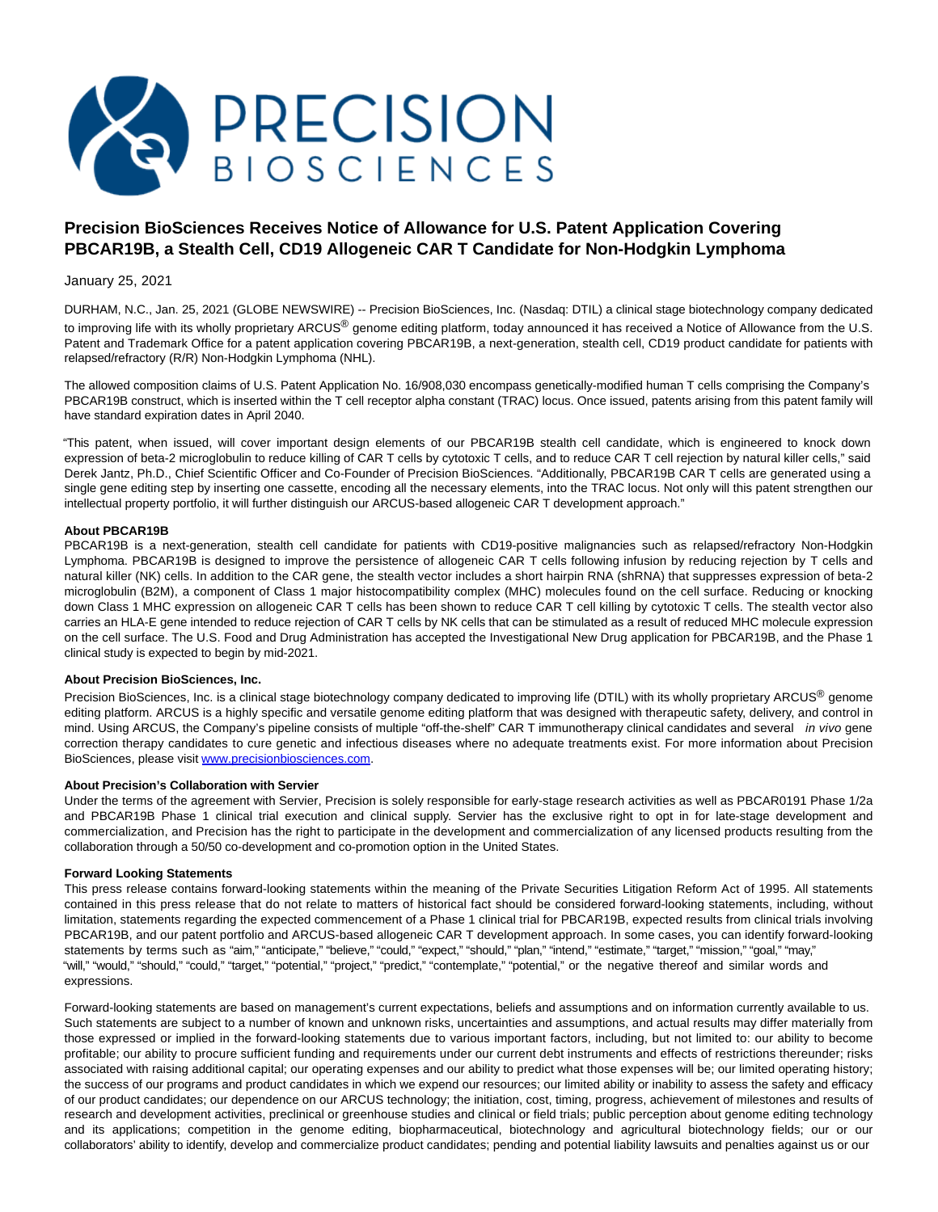# Precision BioSciences Receives Notice of Allowance for U.S. Patent Application Covering PBCAR19B, a Stealth Cell, CD19 Allogeneic CAR T Candidate for Non-Hodgkin Lymphoma

January 25, 2021

DURHAM, N.C., Jan. 25, 2021 (GLOBE NEWSWIRE) -- Precision BioSciences, Inc. (Nasdaq: DTIL) a clinical stage biotechnology company dedicated to improving life with its wholly proprietary ARCUS® genome editing platform, today announced it has received a Notice of Allowance from the U.S. Patent and Trademark Office for a patent application covering PBCAR19B, a next-generation, stealth cell, CD19 product candidate for patients with relapsed/refractory (R/R) Non-Hodgkin Lymphoma (NHL).

The allowed composition claims of U.S. Patent Application No. 16/908,030 encompass genetically-modified human T cells comprising the Company's PBCAR19B construct, which is inserted within the T cell receptor alpha constant (TRAC) locus. Once issued, patents arising from this patent family will have standard expiration dates in April 2040.

"This patent, when issued, will cover important design elements of our PBCAR19B stealth cell candidate, which is engineered to knock down expression of beta-2 microglobulin to reduce killing of CAR T cells by cytotoxic T cells, and to reduce CAR T cell rejection by natural killer cells," said Derek Jantz, Ph.D., Chief Scientific Officer and Co-Founder of Precision BioSciences. "Additionally, PBCAR19B CAR T cells are generated using a single gene editing step by inserting one cassette, encoding all the necessary elements, into the TRAC locus. Not only will this patent strengthen our intellectual property portfolio, it will further distinguish our ARCUS-based allogeneic CAR T development approach."

**About PBCAR19B**

PBCAR19B is a next-generation, stealth cell candidate for patients with CD19-positive malignancies such as relapsed/refractory Non-Hodgkin Lymphoma. PBCAR19B is designed to improve the persistence of allogeneic CAR T cells following infusion by reducing rejection by T cells and natural killer (NK) cells. In addition to the CAR gene, the stealth vector includes a short hairpin RNA (shRNA) that suppresses expression of beta-2 microglobulin (B2M), a component of Class 1 major histocompatibility complex (MHC) molecules found on the cell surface. Reducing or knocking down Class 1 MHC expression on allogeneic CAR T cells has been shown to reduce CAR T cell killing by cytotoxic T cells. The stealth vector also carries an HLA-E gene intended to reduce rejection of CAR T cells by NK cells that can be stimulated as a result of reduced MHC molecule expression on the cell surface. The U.S. Food and Drug Administration has accepted the Investigational New Drug application for PBCAR19B, and the Phase 1 clinical study is expected to begin by mid-2021.

**About Precision BioSciences, Inc.**

Precision BioSciences, Inc. is a clinical stage biotechnology company dedicated to improving life (DTIL) with its wholly proprietary ARCUS® genome editing platform. ARCUS is a highly specific and versatile genome editing platform that was designed with therapeutic safety, delivery, and control in mind. Using ARCUS, the Company's pipeline consists of multiple "off-the-shelf" CAR T immunotherapy clinical candidates and several *in vivo* gene correction therapy candidates to cure genetic and infectious diseases where no adequate treatments exist. For more information about Precision BioSciences, please visit www.precisionbiosciences.com.

**About Precision's Collaboration with Servier**

Under the terms of the agreement with Servier, Precision is solely responsible for early-stage research activities as well as PBCAR0191 Phase 1/2a and PBCAR19B Phase 1 clinical trial execution and clinical supply. Servier has the exclusive right to opt in for late-stage development and commercialization, and Precision has the right to participate in the development and commercialization of any licensed products resulting from the collaboration through a 50/50 co-development and co-promotion option in the United States.

**Forward Looking Statements**

This press release contains forward-looking statements within the meaning of the Private Securities Litigation Reform Act of 1995. All statements contained in this press release that do not relate to matters of historical fact should be considered forward-looking statements, including, without limitation, statements regarding the expected commencement of a Phase 1 clinical trial for PBCAR19B, expected results from clinical trials involving PBCAR19B, and our patent portfolio and ARCUS-based allogeneic CAR T development approach. In some cases, you can identify forward-looking statements by terms such as "aim," "anticipate," "believe," "could," "expect," "should," "plan," "intend," "estimate," "target," "mission," "goal," "may," "will," "would," "should," "could," "target," "potential," "project," "predict," "contemplate," "potential," or the negative thereof and similar words and expressions.

Forward-looking statements are based on management's current expectations, beliefs and assumptions and on information currently available to us. Such statements are subject to a number of known and unknown risks, uncertainties and assumptions, and actual results may differ materially from those expressed or implied in the forward-looking statements due to various important factors, including, but not limited to: our ability to become profitable; our ability to procure sufficient funding and requirements under our current debt instruments and effects of restrictions thereunder; risks associated with raising additional capital; our operating expenses and our ability to predict what those expenses will be; our limited operating history; the success of our programs and product candidates in which we expend our resources; our limited ability or inability to assess the safety and efficacy of our product candidates; our dependence on our ARCUS technology; the initiation, cost, timing, progress, achievement of milestones and results of research and development activities, preclinical or greenhouse studies and clinical or field trials; public perception about genome editing technology and its applications; competition in the genome editing, biopharmaceutical, biotechnology and agricultural biotechnology fields; our or our collaborators' ability to identify, develop and commercialize product candidates; pending and potential liability lawsuits and penalties against us or our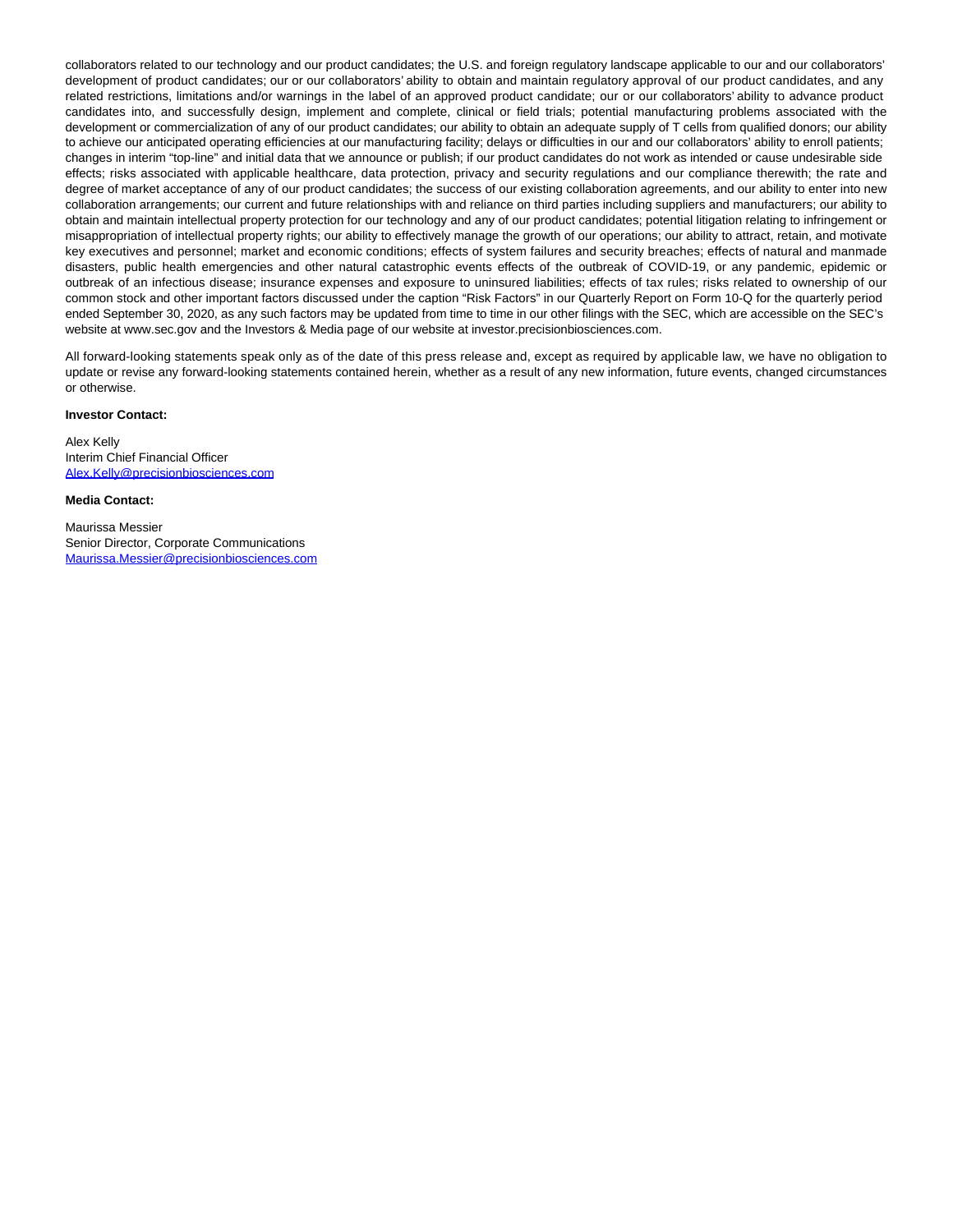collaborators related to our technology and our product candidates; the U.S. and foreign regulatory landscape applicable to our and our collaborators' development of product candidates; our or our collaborators' ability to obtain and maintain regulatory approval of our product candidates, and any related restrictions, limitations and/or warnings in the label of an approved product candidate; our or our collaborators' ability to advance product candidates into, and successfully design, implement and complete, clinical or field trials; potential manufacturing problems associated with the development or commercialization of any of our product candidates; our ability to obtain an adequate supply of T cells from qualified donors; our ability to achieve our anticipated operating efficiencies at our manufacturing facility; delays or difficulties in our and our collaborators' ability to enroll patients; changes in interim "top-line" and initial data that we announce or publish; if our product candidates do not work as intended or cause undesirable side effects; risks associated with applicable healthcare, data protection, privacy and security regulations and our compliance therewith; the rate and degree of market acceptance of any of our product candidates; the success of our existing collaboration agreements, and our ability to enter into new collaboration arrangements; our current and future relationships with and reliance on third parties including suppliers and manufacturers; our ability to obtain and maintain intellectual property protection for our technology and any of our product candidates; potential litigation relating to infringement or misappropriation of intellectual property rights; our ability to effectively manage the growth of our operations; our ability to attract, retain, and motivate key executives and personnel; market and economic conditions; effects of system failures and security breaches; effects of natural and manmade disasters, public health emergencies and other natural catastrophic events effects of the outbreak of COVID-19, or any pandemic, epidemic or outbreak of an infectious disease; insurance expenses and exposure to uninsured liabilities; effects of tax rules; risks related to ownership of our common stock and other important factors discussed under the caption "Risk Factors" in our Quarterly Report on Form 10-Q for the quarterly period ended September 30, 2020, as any such factors may be updated from time to time in our other filings with the SEC, which are accessible on the SEC's website at www.sec.gov and the Investors & Media page of our website at investor.precisionbiosciences.com.

All forward-looking statements speak only as of the date of this press release and, except as required by applicable law, we have no obligation to update or revise any forward-looking statements contained herein, whether as a result of any new information, future events, changed circumstances or otherwise.

**Investor Contact:**

Alex Kelly
Interim Chief Financial Officer
Alex.Kelly@precisionbiosciences.com

**Media Contact:**

Maurissa Messier
Senior Director, Corporate Communications
Maurissa.Messier@precisionbiosciences.com